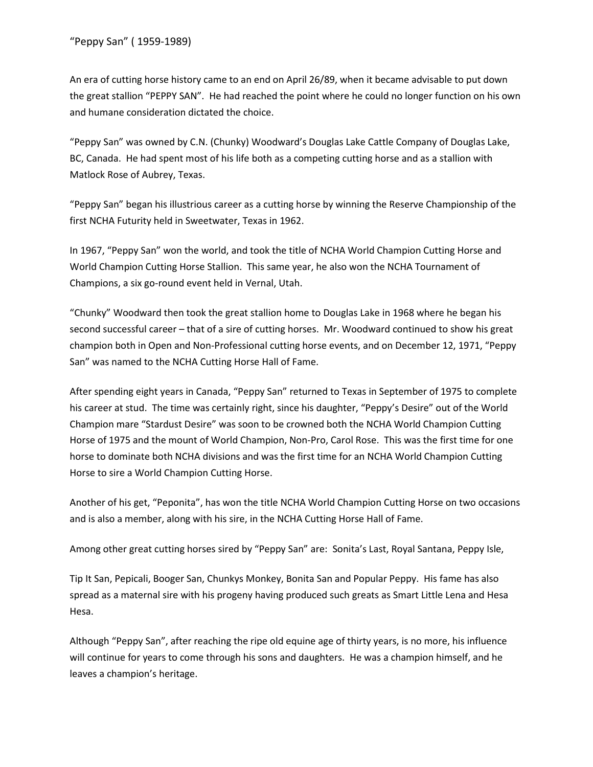# "Peppy San" ( 1959-1989)

An era of cutting horse history came to an end on April 26/89, when it became advisable to put down the great stallion "PEPPY SAN". He had reached the point where he could no longer function on his own and humane consideration dictated the choice.

"Peppy San" was owned by C.N. (Chunky) Woodward's Douglas Lake Cattle Company of Douglas Lake, BC, Canada. He had spent most of his life both as a competing cutting horse and as a stallion with Matlock Rose of Aubrey, Texas.

"Peppy San" began his illustrious career as a cutting horse by winning the Reserve Championship of the first NCHA Futurity held in Sweetwater, Texas in 1962.

In 1967, "Peppy San" won the world, and took the title of NCHA World Champion Cutting Horse and World Champion Cutting Horse Stallion. This same year, he also won the NCHA Tournament of Champions, a six go-round event held in Vernal, Utah.

"Chunky" Woodward then took the great stallion home to Douglas Lake in 1968 where he began his second successful career – that of a sire of cutting horses. Mr. Woodward continued to show his great champion both in Open and Non-Professional cutting horse events, and on December 12, 1971, "Peppy San" was named to the NCHA Cutting Horse Hall of Fame.

After spending eight years in Canada, "Peppy San" returned to Texas in September of 1975 to complete his career at stud. The time was certainly right, since his daughter, "Peppy's Desire" out of the World Champion mare "Stardust Desire" was soon to be crowned both the NCHA World Champion Cutting Horse of 1975 and the mount of World Champion, Non-Pro, Carol Rose. This was the first time for one horse to dominate both NCHA divisions and was the first time for an NCHA World Champion Cutting Horse to sire a World Champion Cutting Horse.

Another of his get, "Peponita", has won the title NCHA World Champion Cutting Horse on two occasions and is also a member, along with his sire, in the NCHA Cutting Horse Hall of Fame.

Among other great cutting horses sired by "Peppy San" are: Sonita's Last, Royal Santana, Peppy Isle,

Tip It San, Pepicali, Booger San, Chunkys Monkey, Bonita San and Popular Peppy. His fame has also spread as a maternal sire with his progeny having produced such greats as Smart Little Lena and Hesa Hesa.

Although "Peppy San", after reaching the ripe old equine age of thirty years, is no more, his influence will continue for years to come through his sons and daughters. He was a champion himself, and he leaves a champion's heritage.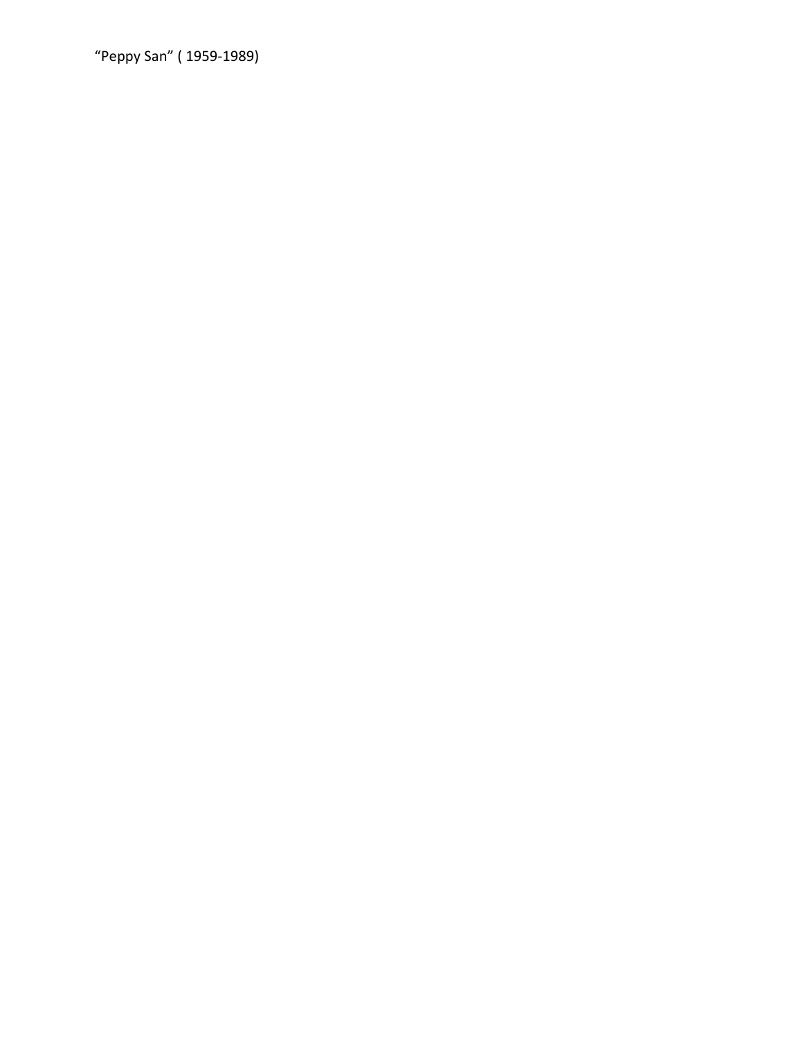“Peppy San” ( 1959-1989)